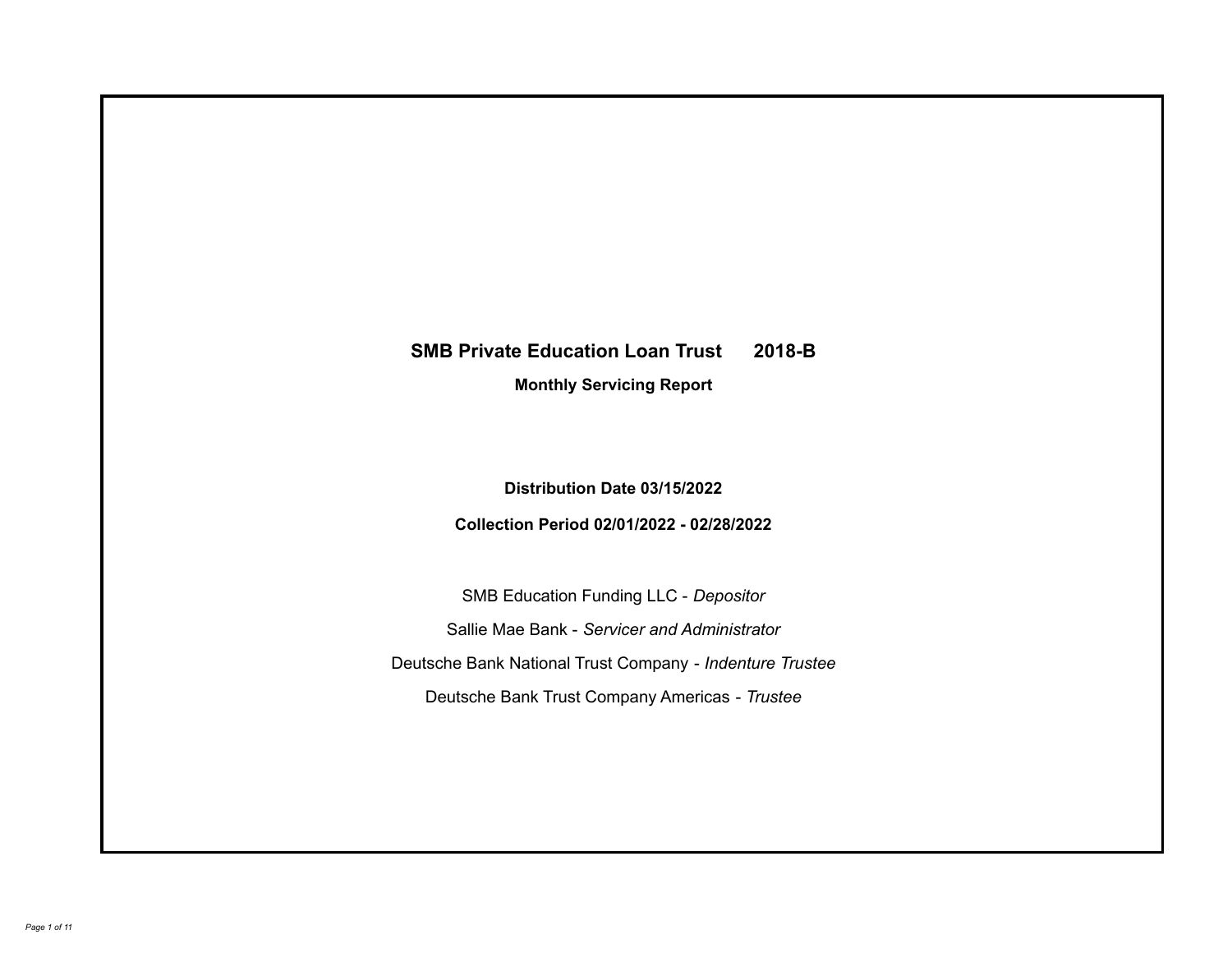# SMB Private Education Loan Trust 2018-B

## Monthly Servicing Report

**Distribution Date 03/15/2022**

**Collection Period 02/01/2022 - 02/28/2022**

SMB Education Funding LLC - *Depositor*

Sallie Mae Bank - *Servicer and Administrator*

Deutsche Bank National Trust Company - *Indenture Trustee*

Deutsche Bank Trust Company Americas - *Trustee*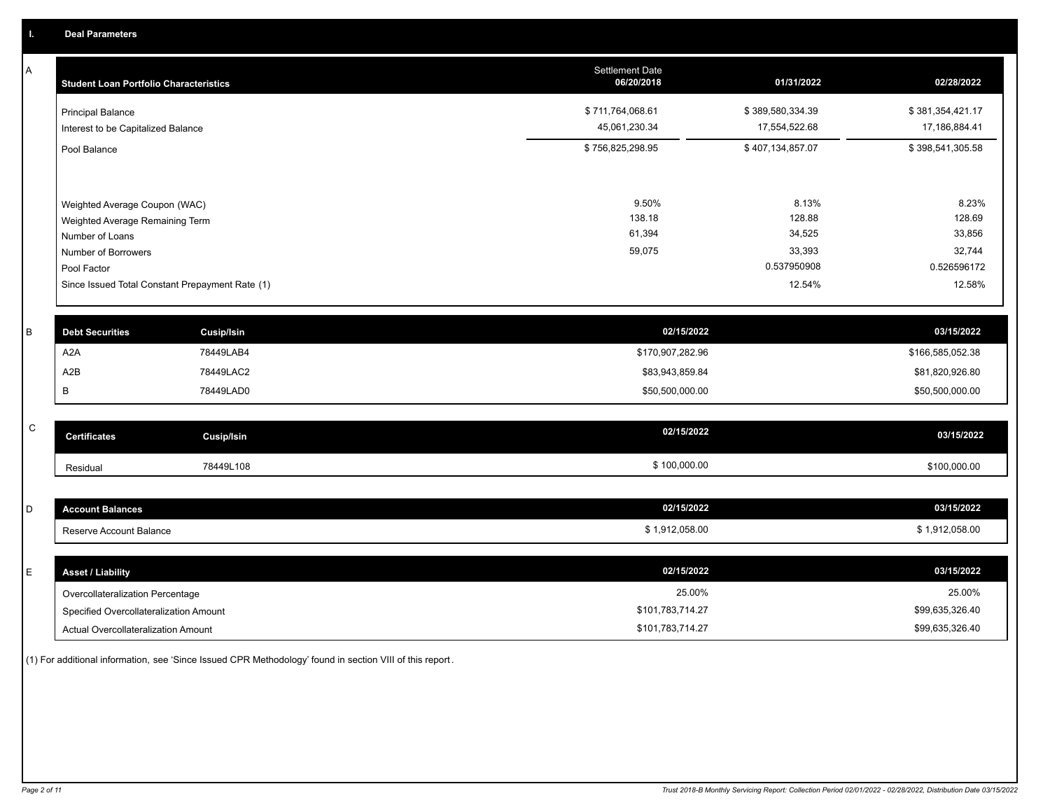## I. Deal Parameters

### A

| Student Loan Portfolio Characteristics | Settlement Date 06/20/2018 | 01/31/2022 | 02/28/2022 |
|---|---|---|---|
| Principal Balance | $ 711,764,068.61 | $ 389,580,334.39 | $ 381,354,421.17 |
| Interest to be Capitalized Balance | 45,061,230.34 | 17,554,522.68 | 17,186,884.41 |
| Pool Balance | $ 756,825,298.95 | $ 407,134,857.07 | $ 398,541,305.58 |
| Weighted Average Coupon (WAC) | 9.50% | 8.13% | 8.23% |
| Weighted Average Remaining Term | 138.18 | 128.88 | 128.69 |
| Number of Loans | 61,394 | 34,525 | 33,856 |
| Number of Borrowers | 59,075 | 33,393 | 32,744 |
| Pool Factor | | 0.537950908 | 0.526596172 |
| Since Issued Total Constant Prepayment Rate (1) | | 12.54% | 12.58% |

### B

| Debt Securities | Cusip/Isin | 02/15/2022 | 03/15/2022 |
|---|---|---|---|
| A2A | 78449LAB4 | $170,907,282.96 | $166,585,052.38 |
| A2B | 78449LAC2 | $83,943,859.84 | $81,820,926.80 |
| B | 78449LAD0 | $50,500,000.00 | $50,500,000.00 |

### C

| Certificates | Cusip/Isin | 02/15/2022 | 03/15/2022 |
|---|---|---|---|
| Residual | 78449L108 | $ 100,000.00 | $100,000.00 |

### D

| Account Balances | 02/15/2022 | 03/15/2022 |
|---|---|---|
| Reserve Account Balance | $ 1,912,058.00 | $ 1,912,058.00 |

### E

| Asset / Liability | 02/15/2022 | 03/15/2022 |
|---|---|---|
| Overcollateralization Percentage | 25.00% | 25.00% |
| Specified Overcollateralization Amount | $101,783,714.27 | $99,635,326.40 |
| Actual Overcollateralization Amount | $101,783,714.27 | $99,635,326.40 |

(1) For additional information, see 'Since Issued CPR Methodology' found in section VIII of this report.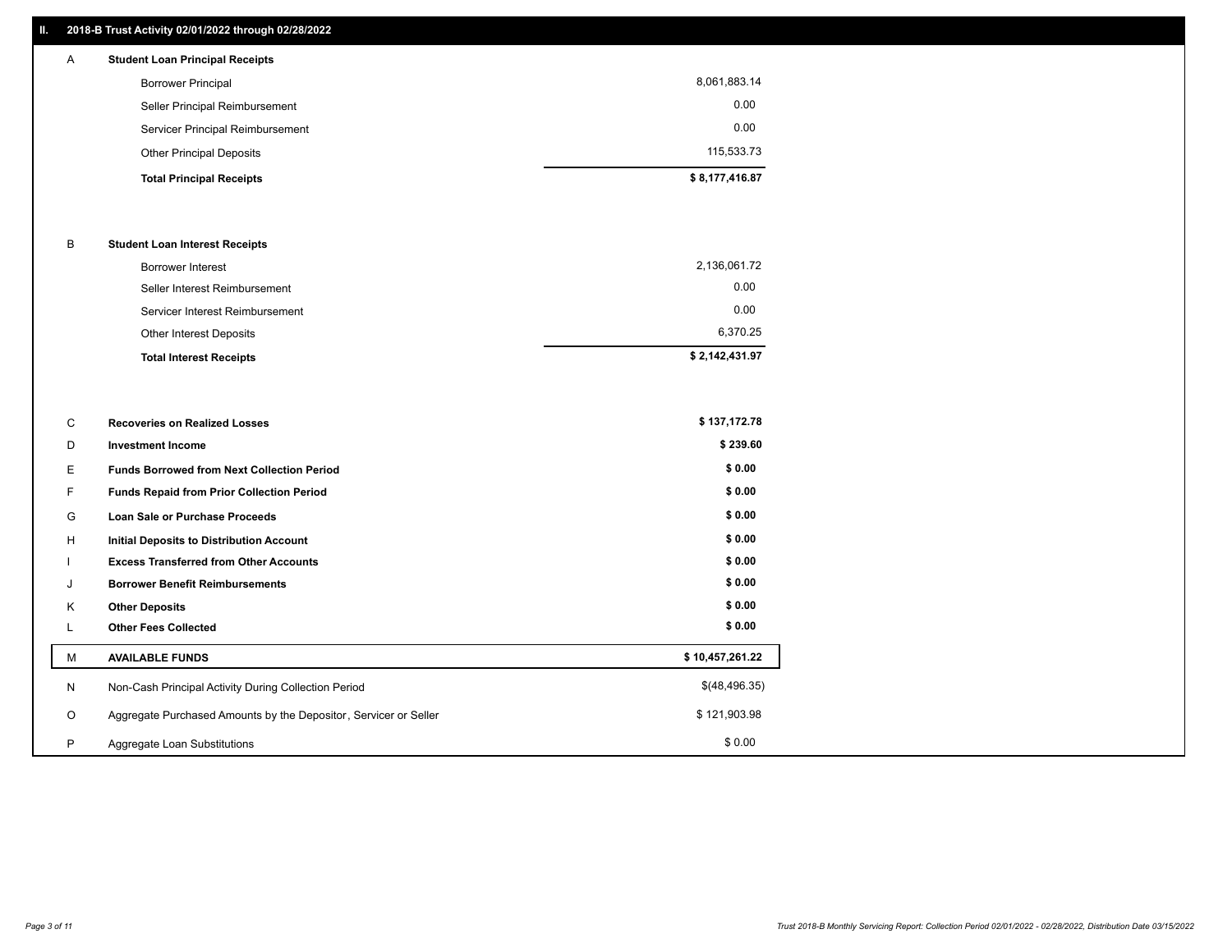## II. 2018-B Trust Activity 02/01/2022 through 02/28/2022

| | | |
|---|---|---|
| A | **Student Loan Principal Receipts** | |
| | Borrower Principal | 8,061,883.14 |
| | Seller Principal Reimbursement | 0.00 |
| | Servicer Principal Reimbursement | 0.00 |
| | Other Principal Deposits | 115,533.73 |
| | **Total Principal Receipts** | **$ 8,177,416.87** |
| B | **Student Loan Interest Receipts** | |
| | Borrower Interest | 2,136,061.72 |
| | Seller Interest Reimbursement | 0.00 |
| | Servicer Interest Reimbursement | 0.00 |
| | Other Interest Deposits | 6,370.25 |
| | **Total Interest Receipts** | **$ 2,142,431.97** |
| C | **Recoveries on Realized Losses** | **$ 137,172.78** |
| D | **Investment Income** | **$ 239.60** |
| E | **Funds Borrowed from Next Collection Period** | **$ 0.00** |
| F | **Funds Repaid from Prior Collection Period** | **$ 0.00** |
| G | **Loan Sale or Purchase Proceeds** | **$ 0.00** |
| H | **Initial Deposits to Distribution Account** | **$ 0.00** |
| I | **Excess Transferred from Other Accounts** | **$ 0.00** |
| J | **Borrower Benefit Reimbursements** | **$ 0.00** |
| K | **Other Deposits** | **$ 0.00** |
| L | **Other Fees Collected** | **$ 0.00** |
| M | **AVAILABLE FUNDS** | **$ 10,457,261.22** |
| N | Non-Cash Principal Activity During Collection Period | $(48,496.35) |
| O | Aggregate Purchased Amounts by the Depositor, Servicer or Seller | $ 121,903.98 |
| P | Aggregate Loan Substitutions | $ 0.00 |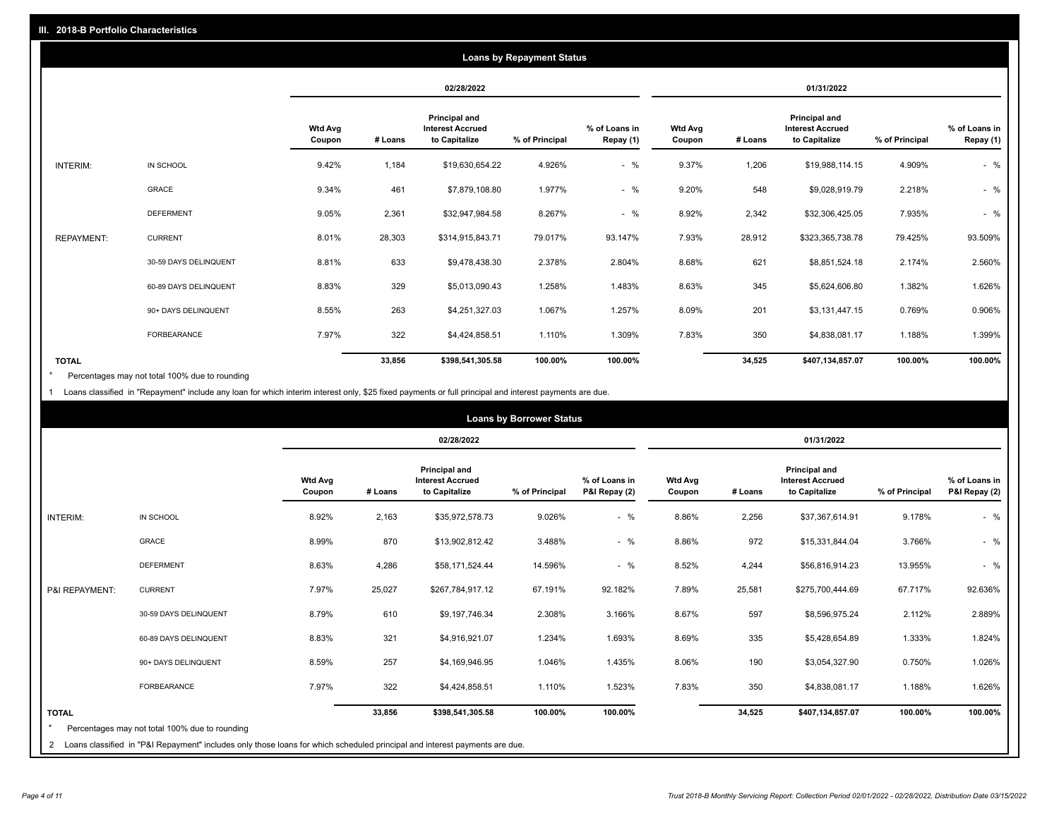## III. 2018-B Portfolio Characteristics

### Loans by Repayment Status

| | | 02/28/2022 | | | | | 01/31/2022 | | | | |
|---|---|---|---|---|---|---|---|---|---|---|---|
| | | Wtd Avg Coupon | # Loans | Principal and Interest Accrued to Capitalize | % of Principal | % of Loans in Repay (1) | Wtd Avg Coupon | # Loans | Principal and Interest Accrued to Capitalize | % of Principal | % of Loans in Repay (1) |
| INTERIM: | IN SCHOOL | 9.42% | 1,184 | $19,630,654.22 | 4.926% | - % | 9.37% | 1,206 | $19,988,114.15 | 4.909% | - % |
| | GRACE | 9.34% | 461 | $7,879,108.80 | 1.977% | - % | 9.20% | 548 | $9,028,919.79 | 2.218% | - % |
| | DEFERMENT | 9.05% | 2,361 | $32,947,984.58 | 8.267% | - % | 8.92% | 2,342 | $32,306,425.05 | 7.935% | - % |
| REPAYMENT: | CURRENT | 8.01% | 28,303 | $314,915,843.71 | 79.017% | 93.147% | 7.93% | 28,912 | $323,365,738.78 | 79.425% | 93.509% |
| | 30-59 DAYS DELINQUENT | 8.81% | 633 | $9,478,438.30 | 2.378% | 2.804% | 8.68% | 621 | $8,851,524.18 | 2.174% | 2.560% |
| | 60-89 DAYS DELINQUENT | 8.83% | 329 | $5,013,090.43 | 1.258% | 1.483% | 8.63% | 345 | $5,624,606.80 | 1.382% | 1.626% |
| | 90+ DAYS DELINQUENT | 8.55% | 263 | $4,251,327.03 | 1.067% | 1.257% | 8.09% | 201 | $3,131,447.15 | 0.769% | 0.906% |
| | FORBEARANCE | 7.97% | 322 | $4,424,858.51 | 1.110% | 1.309% | 7.83% | 350 | $4,838,081.17 | 1.188% | 1.399% |
| TOTAL | | | 33,856 | $398,541,305.58 | 100.00% | 100.00% | | 34,525 | $407,134,857.07 | 100.00% | 100.00% |

* Percentages may not total 100% due to rounding

1 Loans classified in "Repayment" include any loan for which interim interest only, $25 fixed payments or full principal and interest payments are due.

### Loans by Borrower Status

| | | 02/28/2022 | | | | | 01/31/2022 | | | | |
|---|---|---|---|---|---|---|---|---|---|---|---|
| | | Wtd Avg Coupon | # Loans | Principal and Interest Accrued to Capitalize | % of Principal | % of Loans in P&I Repay (2) | Wtd Avg Coupon | # Loans | Principal and Interest Accrued to Capitalize | % of Principal | % of Loans in P&I Repay (2) |
| INTERIM: | IN SCHOOL | 8.92% | 2,163 | $35,972,578.73 | 9.026% | - % | 8.86% | 2,256 | $37,367,614.91 | 9.178% | - % |
| | GRACE | 8.99% | 870 | $13,902,812.42 | 3.488% | - % | 8.86% | 972 | $15,331,844.04 | 3.766% | - % |
| | DEFERMENT | 8.63% | 4,286 | $58,171,524.44 | 14.596% | - % | 8.52% | 4,244 | $56,816,914.23 | 13.955% | - % |
| P&I REPAYMENT: | CURRENT | 7.97% | 25,027 | $267,784,917.12 | 67.191% | 92.182% | 7.89% | 25,581 | $275,700,444.69 | 67.717% | 92.636% |
| | 30-59 DAYS DELINQUENT | 8.79% | 610 | $9,197,746.34 | 2.308% | 3.166% | 8.67% | 597 | $8,596,975.24 | 2.112% | 2.889% |
| | 60-89 DAYS DELINQUENT | 8.83% | 321 | $4,916,921.07 | 1.234% | 1.693% | 8.69% | 335 | $5,428,654.89 | 1.333% | 1.824% |
| | 90+ DAYS DELINQUENT | 8.59% | 257 | $4,169,946.95 | 1.046% | 1.435% | 8.06% | 190 | $3,054,327.90 | 0.750% | 1.026% |
| | FORBEARANCE | 7.97% | 322 | $4,424,858.51 | 1.110% | 1.523% | 7.83% | 350 | $4,838,081.17 | 1.188% | 1.626% |
| TOTAL | | | 33,856 | $398,541,305.58 | 100.00% | 100.00% | | 34,525 | $407,134,857.07 | 100.00% | 100.00% |

* Percentages may not total 100% due to rounding

2 Loans classified in "P&I Repayment" includes only those loans for which scheduled principal and interest payments are due.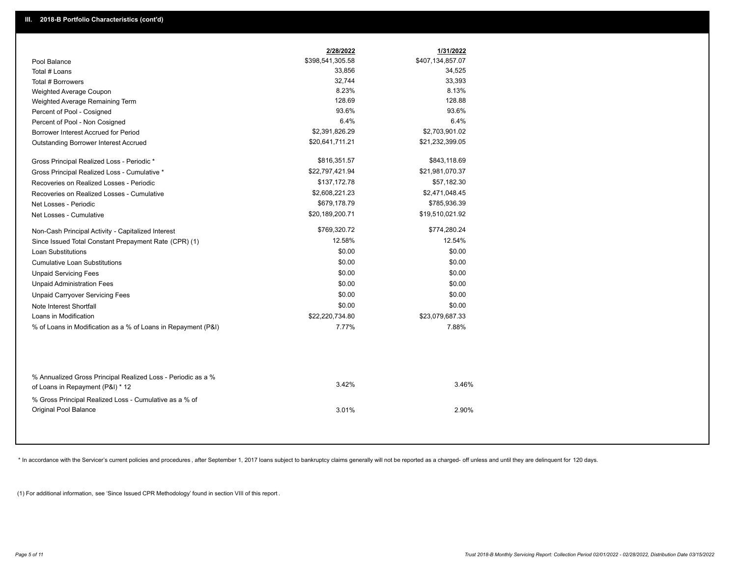## III. 2018-B Portfolio Characteristics (cont'd)

| | 2/28/2022 | 1/31/2022 |
|---|---|---|
| Pool Balance | $398,541,305.58 | $407,134,857.07 |
| Total # Loans | 33,856 | 34,525 |
| Total # Borrowers | 32,744 | 33,393 |
| Weighted Average Coupon | 8.23% | 8.13% |
| Weighted Average Remaining Term | 128.69 | 128.88 |
| Percent of Pool - Cosigned | 93.6% | 93.6% |
| Percent of Pool - Non Cosigned | 6.4% | 6.4% |
| Borrower Interest Accrued for Period | $2,391,826.29 | $2,703,901.02 |
| Outstanding Borrower Interest Accrued | $20,641,711.21 | $21,232,399.05 |
| Gross Principal Realized Loss - Periodic * | $816,351.57 | $843,118.69 |
| Gross Principal Realized Loss - Cumulative * | $22,797,421.94 | $21,981,070.37 |
| Recoveries on Realized Losses - Periodic | $137,172.78 | $57,182.30 |
| Recoveries on Realized Losses - Cumulative | $2,608,221.23 | $2,471,048.45 |
| Net Losses - Periodic | $679,178.79 | $785,936.39 |
| Net Losses - Cumulative | $20,189,200.71 | $19,510,021.92 |
| Non-Cash Principal Activity - Capitalized Interest | $769,320.72 | $774,280.24 |
| Since Issued Total Constant Prepayment Rate (CPR) (1) | 12.58% | 12.54% |
| Loan Substitutions | $0.00 | $0.00 |
| Cumulative Loan Substitutions | $0.00 | $0.00 |
| Unpaid Servicing Fees | $0.00 | $0.00 |
| Unpaid Administration Fees | $0.00 | $0.00 |
| Unpaid Carryover Servicing Fees | $0.00 | $0.00 |
| Note Interest Shortfall | $0.00 | $0.00 |
| Loans in Modification | $22,220,734.80 | $23,079,687.33 |
| % of Loans in Modification as a % of Loans in Repayment (P&I) | 7.77% | 7.88% |
| % Annualized Gross Principal Realized Loss - Periodic as a % of Loans in Repayment (P&I) * 12 | 3.42% | 3.46% |
| % Gross Principal Realized Loss - Cumulative as a % of Original Pool Balance | 3.01% | 2.90% |

* In accordance with the Servicer's current policies and procedures, after September 1, 2017 loans subject to bankruptcy claims generally will not be reported as a charged- off unless and until they are delinquent for 120 days.

(1) For additional information, see 'Since Issued CPR Methodology' found in section VIII of this report .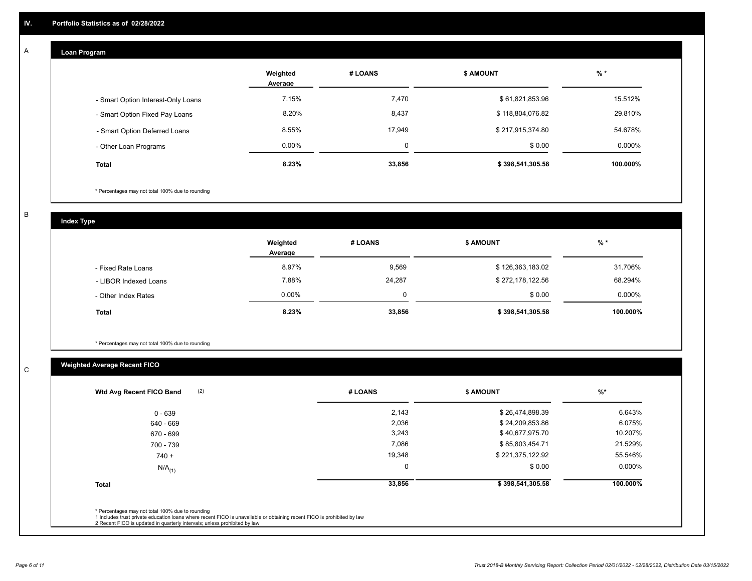## IV. Portfolio Statistics as of 02/28/2022

### A. Loan Program

| | Weighted Average | # LOANS | $ AMOUNT | % * |
|---|---|---|---|---|
| - Smart Option Interest-Only Loans | 7.15% | 7,470 | $ 61,821,853.96 | 15.512% |
| - Smart Option Fixed Pay Loans | 8.20% | 8,437 | $ 118,804,076.82 | 29.810% |
| - Smart Option Deferred Loans | 8.55% | 17,949 | $ 217,915,374.80 | 54.678% |
| - Other Loan Programs | 0.00% | 0 | $ 0.00 | 0.000% |
| **Total** | **8.23%** | **33,856** | **$ 398,541,305.58** | **100.000%** |

* Percentages may not total 100% due to rounding

### B. Index Type

| | Weighted Average | # LOANS | $ AMOUNT | % * |
|---|---|---|---|---|
| - Fixed Rate Loans | 8.97% | 9,569 | $ 126,363,183.02 | 31.706% |
| - LIBOR Indexed Loans | 7.88% | 24,287 | $ 272,178,122.56 | 68.294% |
| - Other Index Rates | 0.00% | 0 | $ 0.00 | 0.000% |
| **Total** | **8.23%** | **33,856** | **$ 398,541,305.58** | **100.000%** |

* Percentages may not total 100% due to rounding

### C. Weighted Average Recent FICO

| Wtd Avg Recent FICO Band (2) | # LOANS | $ AMOUNT | %* |
|---|---|---|---|
| 0 - 639 | 2,143 | $ 26,474,898.39 | 6.643% |
| 640 - 669 | 2,036 | $ 24,209,853.86 | 6.075% |
| 670 - 699 | 3,243 | $ 40,677,975.70 | 10.207% |
| 700 - 739 | 7,086 | $ 85,803,454.71 | 21.529% |
| 740 + | 19,348 | $ 221,375,122.92 | 55.546% |
| N/A (1) | 0 | $ 0.00 | 0.000% |
| **Total** | **33,856** | **$ 398,541,305.58** | **100.000%** |

* Percentages may not total 100% due to rounding
1 Includes trust private education loans where recent FICO is unavailable or obtaining recent FICO is prohibited by law
2 Recent FICO is updated in quarterly intervals; unless prohibited by law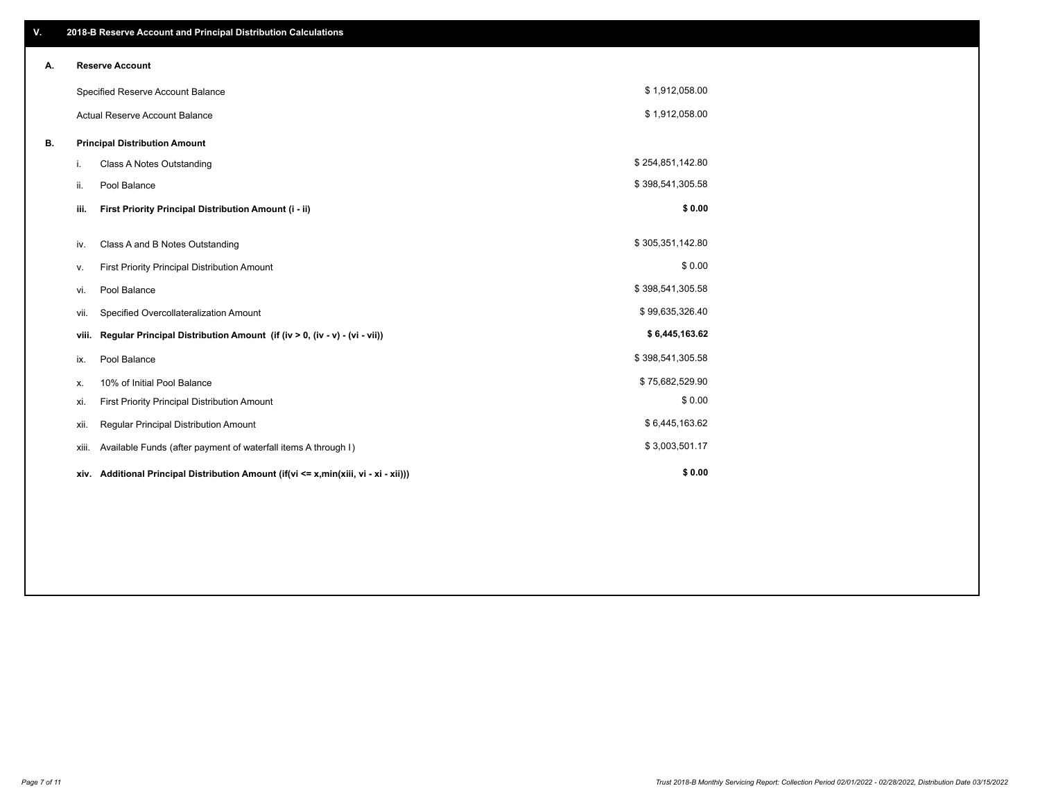## V. 2018-B Reserve Account and Principal Distribution Calculations

### A. Reserve Account

| | |
|---|---|
| Specified Reserve Account Balance | $ 1,912,058.00 |
| Actual Reserve Account Balance | $ 1,912,058.00 |

### B. Principal Distribution Amount

| | | |
|---|---|---|
| i. | Class A Notes Outstanding | $ 254,851,142.80 |
| ii. | Pool Balance | $ 398,541,305.58 |
| **iii.** | **First Priority Principal Distribution Amount (i - ii)** | **$ 0.00** |
| iv. | Class A and B Notes Outstanding | $ 305,351,142.80 |
| v. | First Priority Principal Distribution Amount | $ 0.00 |
| vi. | Pool Balance | $ 398,541,305.58 |
| vii. | Specified Overcollateralization Amount | $ 99,635,326.40 |
| **viii.** | **Regular Principal Distribution Amount (if (iv > 0, (iv - v) - (vi - vii))** | **$ 6,445,163.62** |
| ix. | Pool Balance | $ 398,541,305.58 |
| x. | 10% of Initial Pool Balance | $ 75,682,529.90 |
| xi. | First Priority Principal Distribution Amount | $ 0.00 |
| xii. | Regular Principal Distribution Amount | $ 6,445,163.62 |
| xiii. | Available Funds (after payment of waterfall items A through I) | $ 3,003,501.17 |
| **xiv.** | **Additional Principal Distribution Amount (if(vi <= x,min(xiii, vi - xi - xii)))** | **$ 0.00** |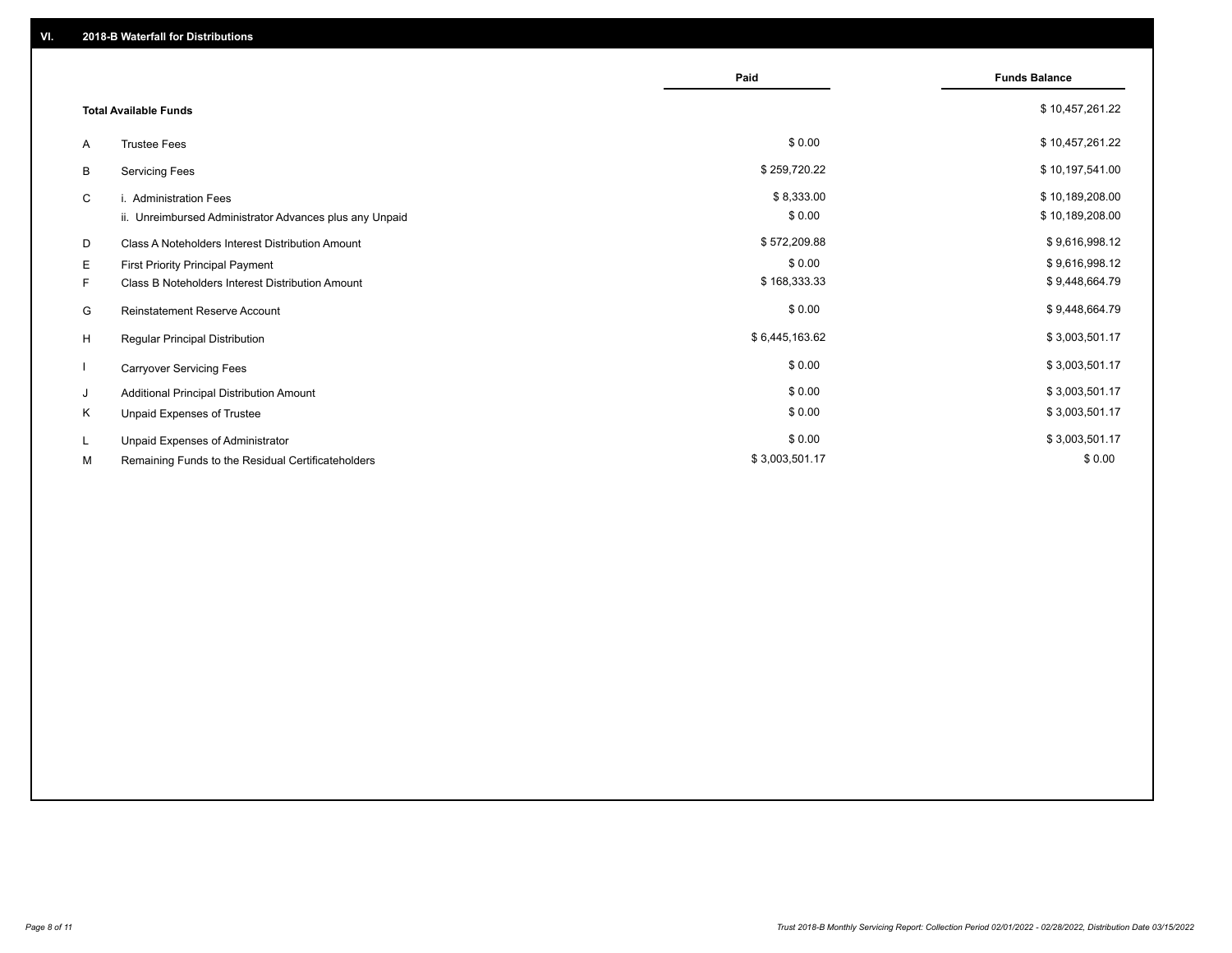## VI. 2018-B Waterfall for Distributions

| | | Paid | Funds Balance |
|---|---|---|---|
| | **Total Available Funds** | | $ 10,457,261.22 |
| A | Trustee Fees | $ 0.00 | $ 10,457,261.22 |
| B | Servicing Fees | $ 259,720.22 | $ 10,197,541.00 |
| C | i. Administration Fees | $ 8,333.00 | $ 10,189,208.00 |
| | ii. Unreimbursed Administrator Advances plus any Unpaid | $ 0.00 | $ 10,189,208.00 |
| D | Class A Noteholders Interest Distribution Amount | $ 572,209.88 | $ 9,616,998.12 |
| E | First Priority Principal Payment | $ 0.00 | $ 9,616,998.12 |
| F | Class B Noteholders Interest Distribution Amount | $ 168,333.33 | $ 9,448,664.79 |
| G | Reinstatement Reserve Account | $ 0.00 | $ 9,448,664.79 |
| H | Regular Principal Distribution | $ 6,445,163.62 | $ 3,003,501.17 |
| I | Carryover Servicing Fees | $ 0.00 | $ 3,003,501.17 |
| J | Additional Principal Distribution Amount | $ 0.00 | $ 3,003,501.17 |
| K | Unpaid Expenses of Trustee | $ 0.00 | $ 3,003,501.17 |
| L | Unpaid Expenses of Administrator | $ 0.00 | $ 3,003,501.17 |
| M | Remaining Funds to the Residual Certificateholders | $ 3,003,501.17 | $ 0.00 |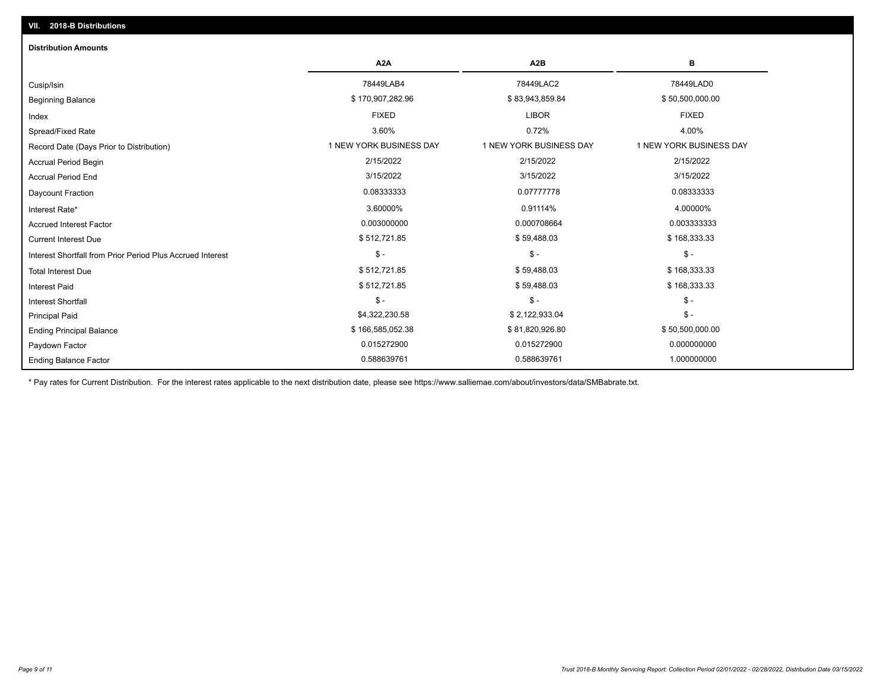## VII. 2018-B Distributions

### Distribution Amounts

| | A2A | A2B | B |
|---|---|---|---|
| Cusip/Isin | 78449LAB4 | 78449LAC2 | 78449LAD0 |
| Beginning Balance | $ 170,907,282.96 | $ 83,943,859.84 | $ 50,500,000.00 |
| Index | FIXED | LIBOR | FIXED |
| Spread/Fixed Rate | 3.60% | 0.72% | 4.00% |
| Record Date (Days Prior to Distribution) | 1 NEW YORK BUSINESS DAY | 1 NEW YORK BUSINESS DAY | 1 NEW YORK BUSINESS DAY |
| Accrual Period Begin | 2/15/2022 | 2/15/2022 | 2/15/2022 |
| Accrual Period End | 3/15/2022 | 3/15/2022 | 3/15/2022 |
| Daycount Fraction | 0.08333333 | 0.07777778 | 0.08333333 |
| Interest Rate* | 3.60000% | 0.91114% | 4.00000% |
| Accrued Interest Factor | 0.003000000 | 0.000708664 | 0.003333333 |
| Current Interest Due | $ 512,721.85 | $ 59,488.03 | $ 168,333.33 |
| Interest Shortfall from Prior Period Plus Accrued Interest | $ - | $ - | $ - |
| Total Interest Due | $ 512,721.85 | $ 59,488.03 | $ 168,333.33 |
| Interest Paid | $ 512,721.85 | $ 59,488.03 | $ 168,333.33 |
| Interest Shortfall | $ - | $ - | $ - |
| Principal Paid | $4,322,230.58 | $ 2,122,933.04 | $ - |
| Ending Principal Balance | $ 166,585,052.38 | $ 81,820,926.80 | $ 50,500,000.00 |
| Paydown Factor | 0.015272900 | 0.015272900 | 0.000000000 |
| Ending Balance Factor | 0.588639761 | 0.588639761 | 1.000000000 |

* Pay rates for Current Distribution. For the interest rates applicable to the next distribution date, please see https://www.salliemae.com/about/investors/data/SMBabrate.txt.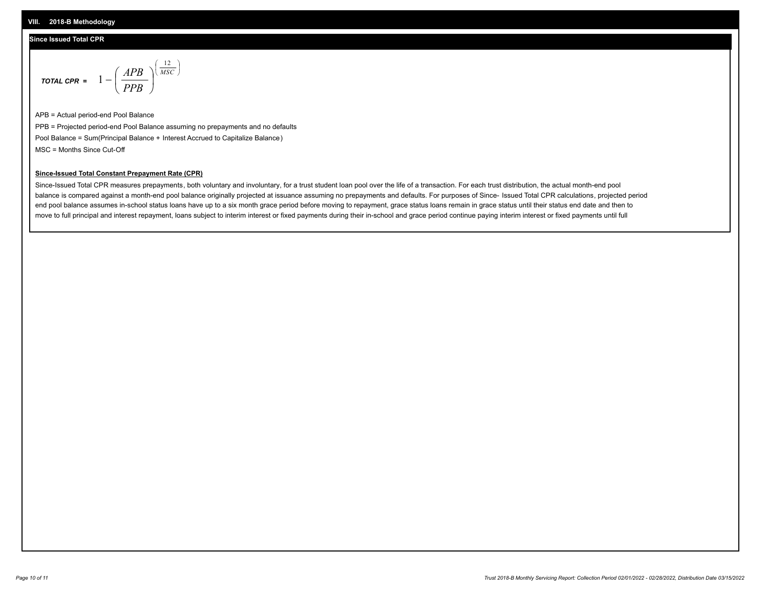## VIII. 2018-B Methodology

### Since Issued Total CPR

$$\textit{TOTAL CPR} = 1 - \left( \frac{APB}{PPB} \right)^{\left( \frac{12}{MSC} \right)}$$

APB = Actual period-end Pool Balance

PPB = Projected period-end Pool Balance assuming no prepayments and no defaults

Pool Balance = Sum(Principal Balance + Interest Accrued to Capitalize Balance)

MSC = Months Since Cut-Off

**Since-Issued Total Constant Prepayment Rate (CPR)**

Since-Issued Total CPR measures prepayments, both voluntary and involuntary, for a trust student loan pool over the life of a transaction. For each trust distribution, the actual month-end pool balance is compared against a month-end pool balance originally projected at issuance assuming no prepayments and defaults. For purposes of Since- Issued Total CPR calculations, projected period end pool balance assumes in-school status loans have up to a six month grace period before moving to repayment, grace status loans remain in grace status until their status end date and then to move to full principal and interest repayment, loans subject to interim interest or fixed payments during their in-school and grace period continue paying interim interest or fixed payments until full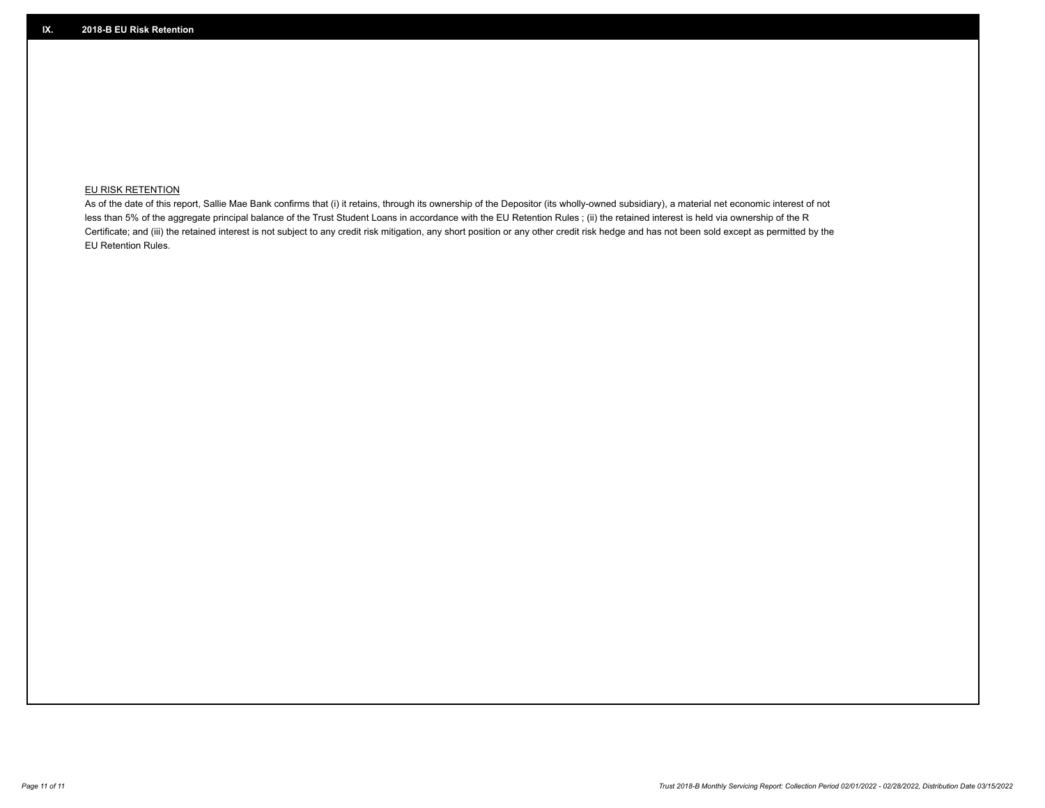## IX. 2018-B EU Risk Retention

EU RISK RETENTION

As of the date of this report, Sallie Mae Bank confirms that (i) it retains, through its ownership of the Depositor (its wholly-owned subsidiary), a material net economic interest of not less than 5% of the aggregate principal balance of the Trust Student Loans in accordance with the EU Retention Rules ; (ii) the retained interest is held via ownership of the R Certificate; and (iii) the retained interest is not subject to any credit risk mitigation, any short position or any other credit risk hedge and has not been sold except as permitted by the EU Retention Rules.